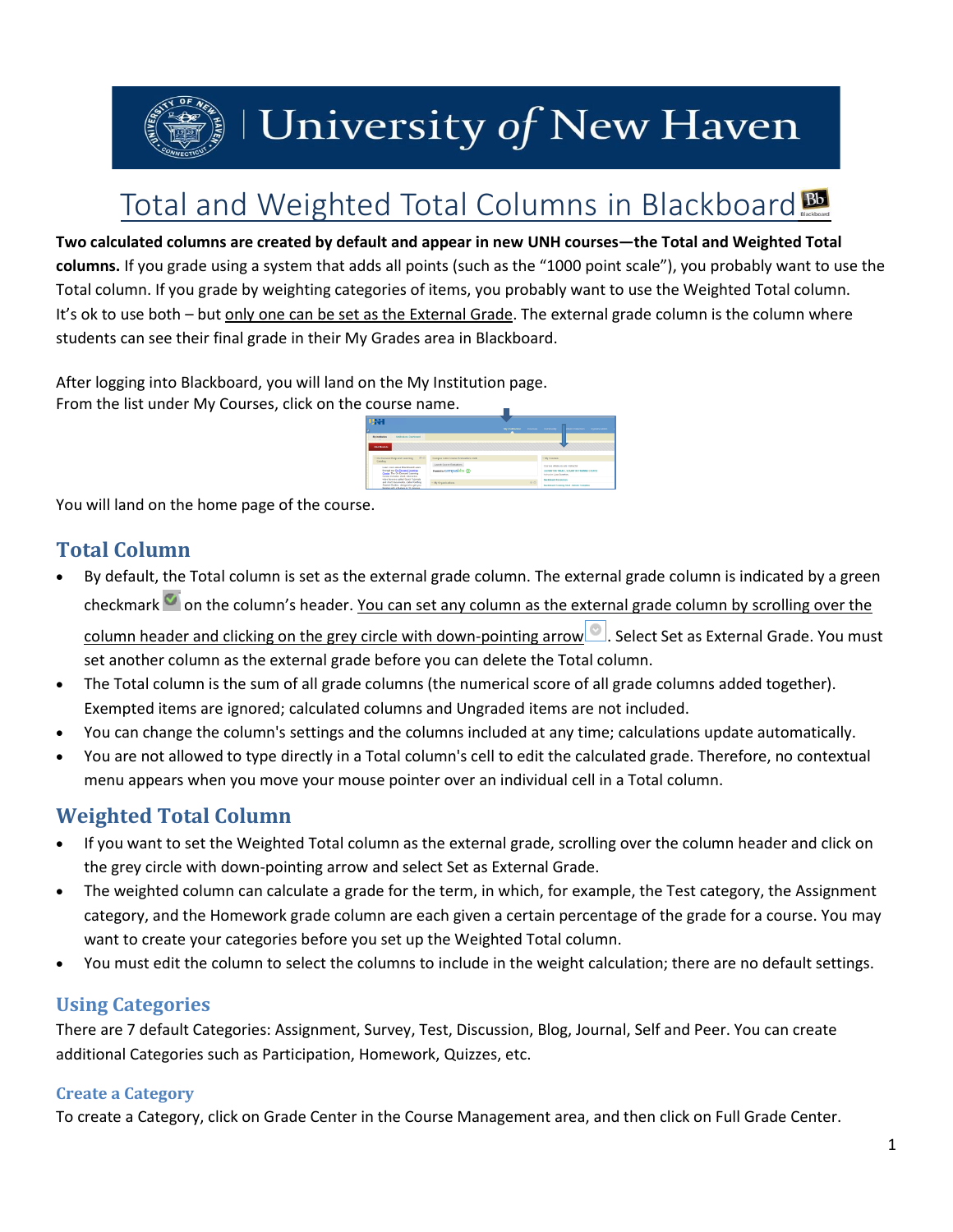# Total and Weighted Total Columns in Blackboard

**Two calculated columns are created by default and appear in new UNH courses—the Total and Weighted Total columns.** If you grade using a system that adds all points (such as the "1000 point scale"), you probably want to use the Total column. If you grade by weighting categories of items, you probably want to use the Weighted Total column. It's ok to use both – but only one can be set as the External Grade. The external grade column is the column where students can see their final grade in their My Grades area in Blackboard.

After logging into Blackboard, you will land on the My Institution page.
From the list under My Courses, click on the course name.

You will land on the home page of the course.

## Total Column

- By default, the Total column is set as the external grade column. The external grade column is indicated by a green checkmark on the column's header. You can set any column as the external grade column by scrolling over the column header and clicking on the grey circle with down-pointing arrow. Select Set as External Grade. You must set another column as the external grade before you can delete the Total column.
- The Total column is the sum of all grade columns (the numerical score of all grade columns added together). Exempted items are ignored; calculated columns and Ungraded items are not included.
- You can change the column's settings and the columns included at any time; calculations update automatically.
- You are not allowed to type directly in a Total column's cell to edit the calculated grade. Therefore, no contextual menu appears when you move your mouse pointer over an individual cell in a Total column.

## Weighted Total Column

- If you want to set the Weighted Total column as the external grade, scrolling over the column header and click on the grey circle with down-pointing arrow and select Set as External Grade.
- The weighted column can calculate a grade for the term, in which, for example, the Test category, the Assignment category, and the Homework grade column are each given a certain percentage of the grade for a course. You may want to create your categories before you set up the Weighted Total column.
- You must edit the column to select the columns to include in the weight calculation; there are no default settings.

## Using Categories

There are 7 default Categories: Assignment, Survey, Test, Discussion, Blog, Journal, Self and Peer. You can create additional Categories such as Participation, Homework, Quizzes, etc.

### Create a Category

To create a Category, click on Grade Center in the Course Management area, and then click on Full Grade Center.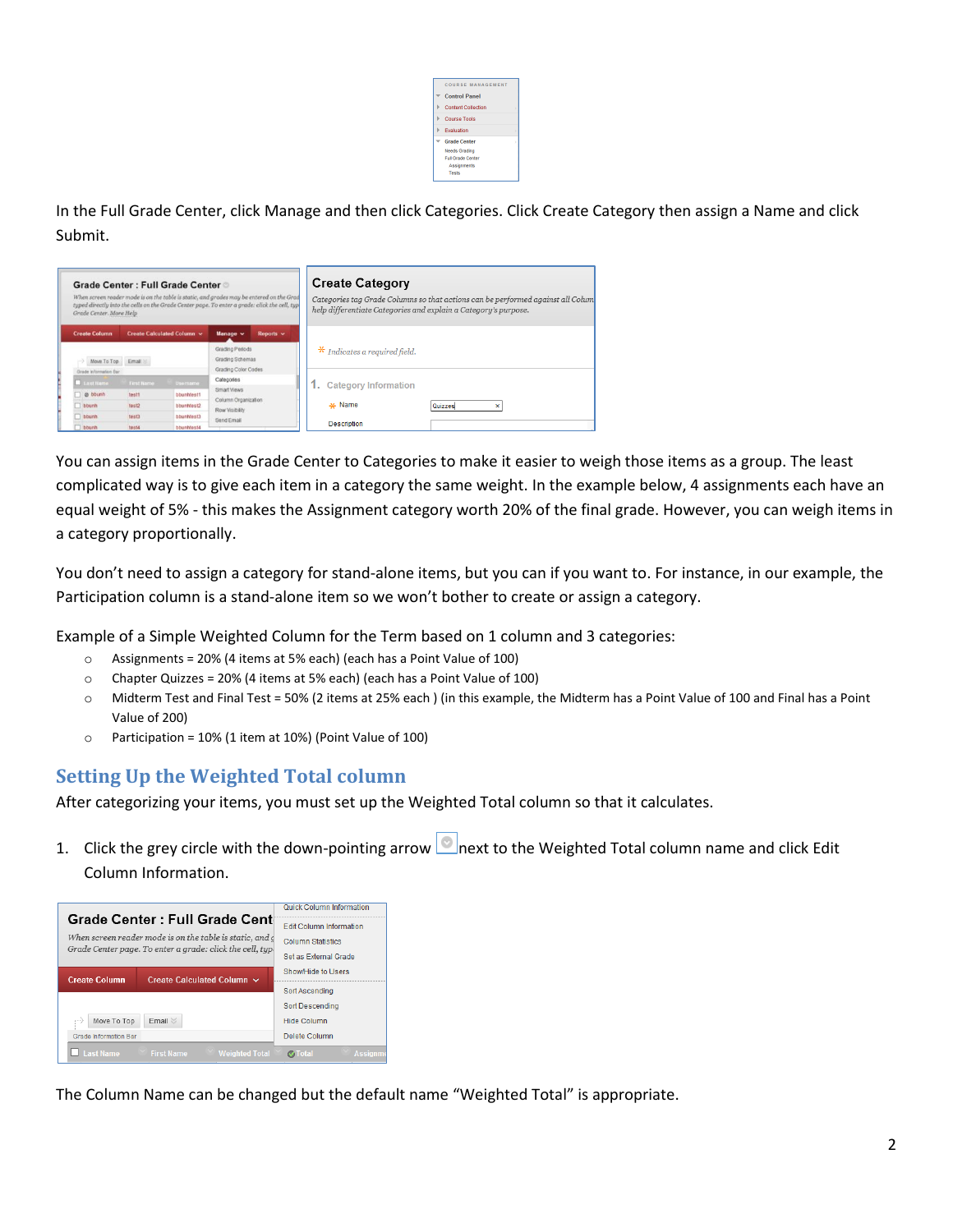In the Full Grade Center, click Manage and then click Categories. Click Create Category then assign a Name and click Submit.

You can assign items in the Grade Center to Categories to make it easier to weigh those items as a group. The least complicated way is to give each item in a category the same weight. In the example below, 4 assignments each have an equal weight of 5% - this makes the Assignment category worth 20% of the final grade. However, you can weigh items in a category proportionally.

You don't need to assign a category for stand-alone items, but you can if you want to. For instance, in our example, the Participation column is a stand-alone item so we won't bother to create or assign a category.

Example of a Simple Weighted Column for the Term based on 1 column and 3 categories:

- Assignments = 20% (4 items at 5% each) (each has a Point Value of 100)
- Chapter Quizzes = 20% (4 items at 5% each) (each has a Point Value of 100)
- Midterm Test and Final Test = 50% (2 items at 25% each ) (in this example, the Midterm has a Point Value of 100 and Final has a Point Value of 200)
- Participation = 10% (1 item at 10%) (Point Value of 100)

## Setting Up the Weighted Total column

After categorizing your items, you must set up the Weighted Total column so that it calculates.

1. Click the grey circle with the down-pointing arrow next to the Weighted Total column name and click Edit Column Information.

The Column Name can be changed but the default name "Weighted Total" is appropriate.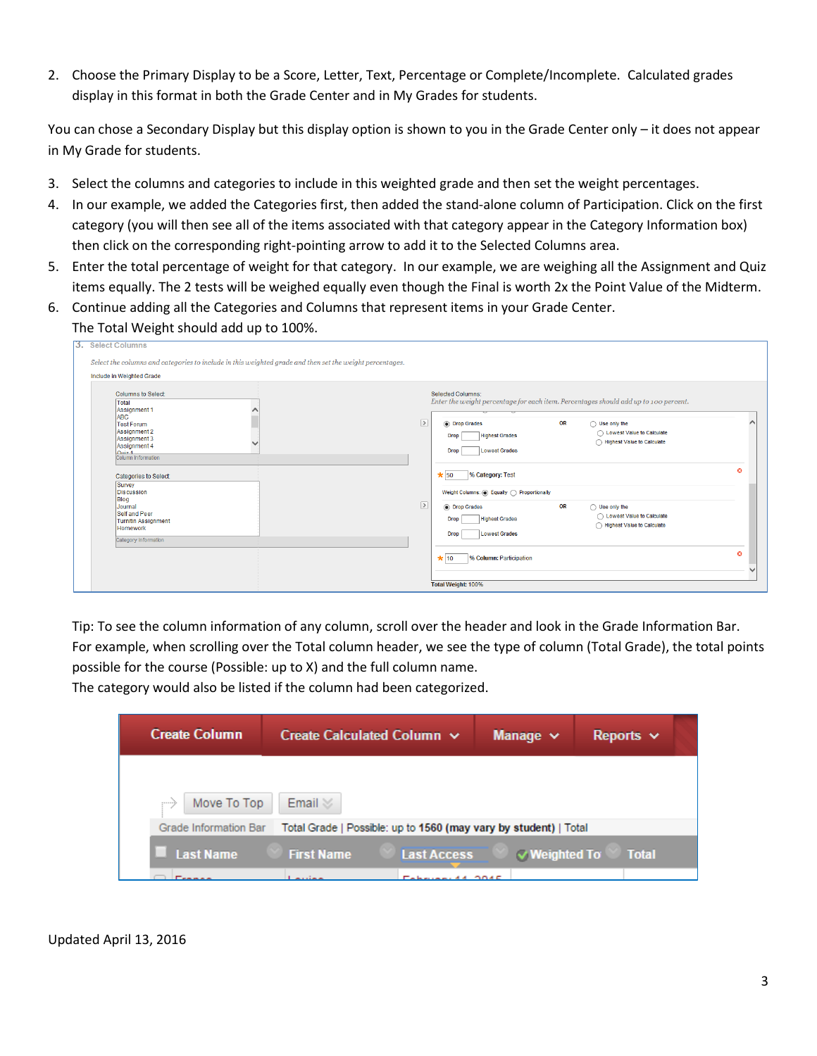2. Choose the Primary Display to be a Score, Letter, Text, Percentage or Complete/Incomplete. Calculated grades display in this format in both the Grade Center and in My Grades for students.

You can chose a Secondary Display but this display option is shown to you in the Grade Center only – it does not appear in My Grade for students.

3. Select the columns and categories to include in this weighted grade and then set the weight percentages.
4. In our example, we added the Categories first, then added the stand-alone column of Participation. Click on the first category (you will then see all of the items associated with that category appear in the Category Information box) then click on the corresponding right-pointing arrow to add it to the Selected Columns area.
5. Enter the total percentage of weight for that category. In our example, we are weighing all the Assignment and Quiz items equally. The 2 tests will be weighed equally even though the Final is worth 2x the Point Value of the Midterm.
6. Continue adding all the Categories and Columns that represent items in your Grade Center.
   The Total Weight should add up to 100%.

Tip: To see the column information of any column, scroll over the header and look in the Grade Information Bar. For example, when scrolling over the Total column header, we see the type of column (Total Grade), the total points possible for the course (Possible: up to X) and the full column name.
The category would also be listed if the column had been categorized.

Updated April 13, 2016